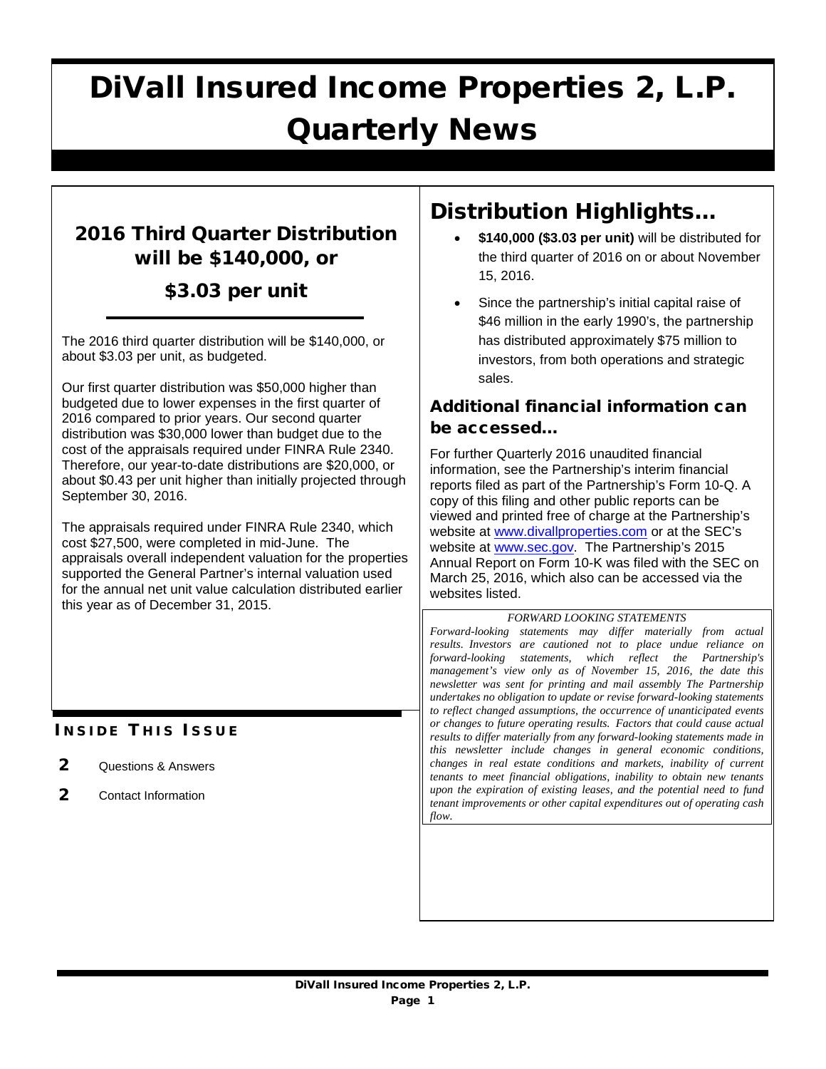# DiVall Insured Income Properties 2, L.P. Quarterly News

## 2016 Third Quarter Distribution will be $140,000, or $3.03 per unit

The 2016 third quarter distribution will be $140,000, or about $3.03 per unit, as budgeted.

Our first quarter distribution was $50,000 higher than budgeted due to lower expenses in the first quarter of 2016 compared to prior years. Our second quarter distribution was $30,000 lower than budget due to the cost of the appraisals required under FINRA Rule 2340. Therefore, our year-to-date distributions are $20,000, or about $0.43 per unit higher than initially projected through September 30, 2016.

The appraisals required under FINRA Rule 2340, which cost $27,500, were completed in mid-June. The appraisals overall independent valuation for the properties supported the General Partner's internal valuation used for the annual net unit value calculation distributed earlier this year as of December 31, 2015.

### Inside This Issue

- **2** Questions & Answers
- **2** Contact Information

## Distribution Highlights…

- **$140,000 ($3.03 per unit)** will be distributed for the third quarter of 2016 on or about November 15, 2016.
- Since the partnership's initial capital raise of $46 million in the early 1990's, the partnership has distributed approximately $75 million to investors, from both operations and strategic sales.

### Additional financial information can be accessed…

For further Quarterly 2016 unaudited financial information, see the Partnership's interim financial reports filed as part of the Partnership's Form 10-Q. A copy of this filing and other public reports can be viewed and printed free of charge at the Partnership's website at www.divallproperties.com or at the SEC's website at www.sec.gov. The Partnership's 2015 Annual Report on Form 10-K was filed with the SEC on March 25, 2016, which also can be accessed via the websites listed.

*FORWARD LOOKING STATEMENTS*

*Forward-looking statements may differ materially from actual results. Investors are cautioned not to place undue reliance on forward-looking statements, which reflect the Partnership's management's view only as of November 15, 2016, the date this newsletter was sent for printing and mail assembly The Partnership undertakes no obligation to update or revise forward-looking statements to reflect changed assumptions, the occurrence of unanticipated events or changes to future operating results. Factors that could cause actual results to differ materially from any forward-looking statements made in this newsletter include changes in general economic conditions, changes in real estate conditions and markets, inability of current tenants to meet financial obligations, inability to obtain new tenants upon the expiration of existing leases, and the potential need to fund tenant improvements or other capital expenditures out of operating cash flow.*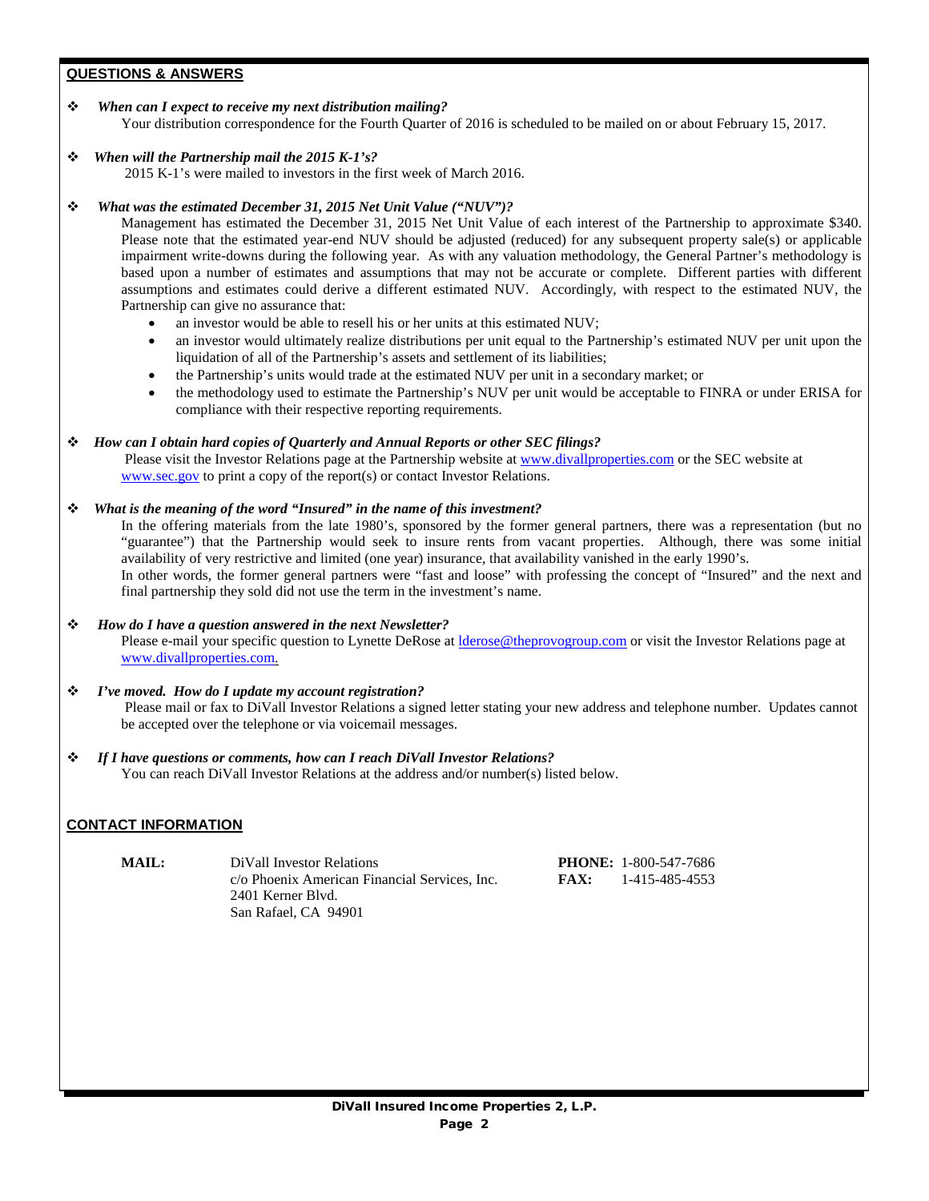## QUESTIONS & ANSWERS

- ***When can I expect to receive my next distribution mailing?***
  Your distribution correspondence for the Fourth Quarter of 2016 is scheduled to be mailed on or about February 15, 2017.

- ***When will the Partnership mail the 2015 K-1's?***
  2015 K-1's were mailed to investors in the first week of March 2016.

- ***What was the estimated December 31, 2015 Net Unit Value ("NUV")?***
  Management has estimated the December 31, 2015 Net Unit Value of each interest of the Partnership to approximate $340. Please note that the estimated year-end NUV should be adjusted (reduced) for any subsequent property sale(s) or applicable impairment write-downs during the following year. As with any valuation methodology, the General Partner's methodology is based upon a number of estimates and assumptions that may not be accurate or complete. Different parties with different assumptions and estimates could derive a different estimated NUV. Accordingly, with respect to the estimated NUV, the Partnership can give no assurance that:
  - an investor would be able to resell his or her units at this estimated NUV;
  - an investor would ultimately realize distributions per unit equal to the Partnership's estimated NUV per unit upon the liquidation of all of the Partnership's assets and settlement of its liabilities;
  - the Partnership's units would trade at the estimated NUV per unit in a secondary market; or
  - the methodology used to estimate the Partnership's NUV per unit would be acceptable to FINRA or under ERISA for compliance with their respective reporting requirements.

- ***How can I obtain hard copies of Quarterly and Annual Reports or other SEC filings?***
  Please visit the Investor Relations page at the Partnership website at www.divallproperties.com or the SEC website at www.sec.gov to print a copy of the report(s) or contact Investor Relations.

- ***What is the meaning of the word "Insured" in the name of this investment?***
  In the offering materials from the late 1980's, sponsored by the former general partners, there was a representation (but no "guarantee") that the Partnership would seek to insure rents from vacant properties. Although, there was some initial availability of very restrictive and limited (one year) insurance, that availability vanished in the early 1990's.
  In other words, the former general partners were "fast and loose" with professing the concept of "Insured" and the next and final partnership they sold did not use the term in the investment's name.

- ***How do I have a question answered in the next Newsletter?***
  Please e-mail your specific question to Lynette DeRose at lderose@theprovogroup.com or visit the Investor Relations page at www.divallproperties.com.

- ***I've moved. How do I update my account registration?***
  Please mail or fax to DiVall Investor Relations a signed letter stating your new address and telephone number. Updates cannot be accepted over the telephone or via voicemail messages.

- ***If I have questions or comments, how can I reach DiVall Investor Relations?***
  You can reach DiVall Investor Relations at the address and/or number(s) listed below.

## CONTACT INFORMATION

**MAIL:**
DiVall Investor Relations
c/o Phoenix American Financial Services, Inc.
2401 Kerner Blvd.
San Rafael, CA 94901

**PHONE:** 1-800-547-7686
**FAX:** 1-415-485-4553